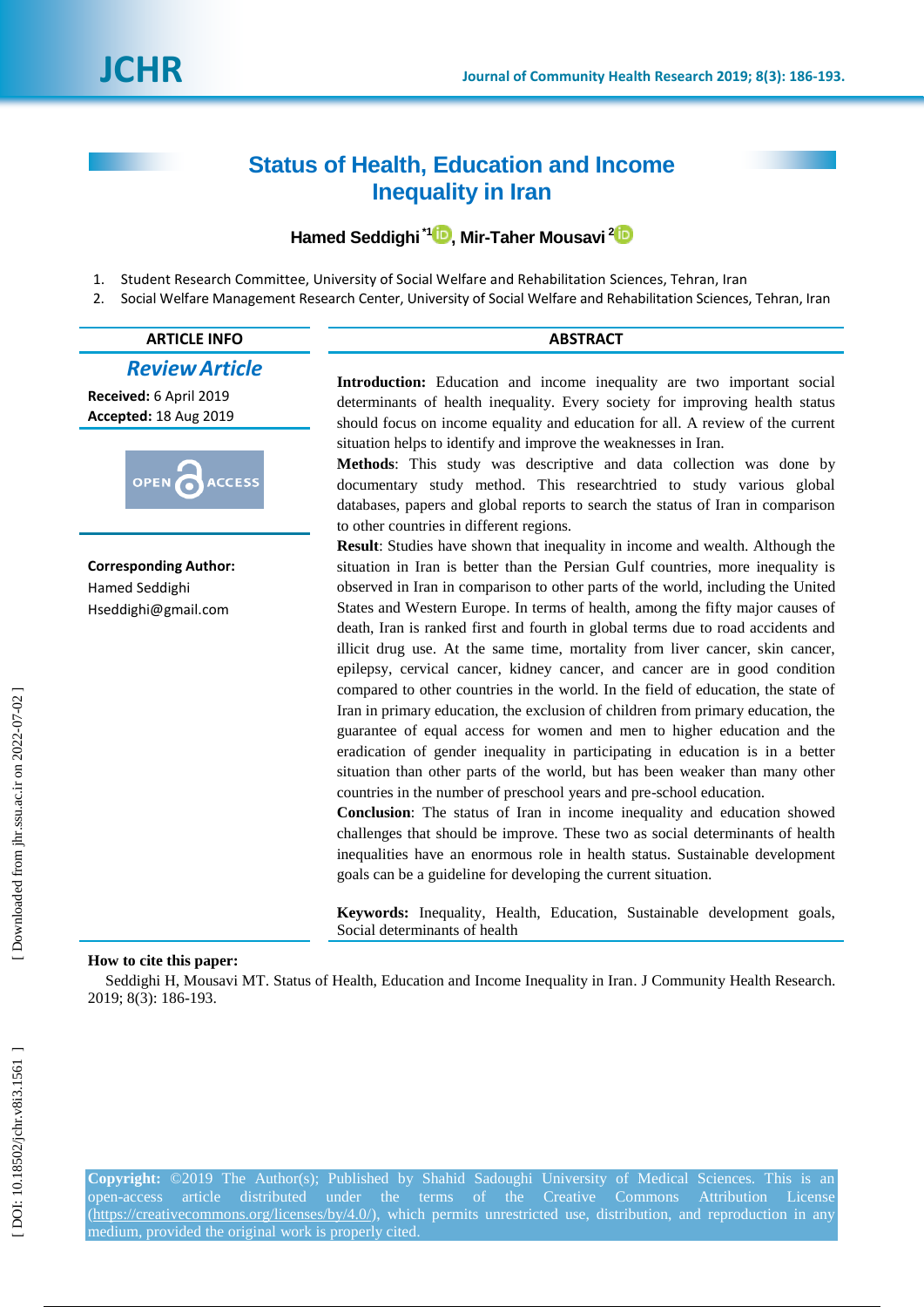# Status of Health, Education and Income Inequality in Iran

**Hamed Seddighi** [*1], **Mir-Taher Mousavi** [2]

1. Student Research Committee, University of Social Welfare and Rehabilitation Sciences, Tehran, Iran
2. Social Welfare Management Research Center, University of Social Welfare and Rehabilitation Sciences, Tehran, Iran

**ARTICLE INFO**

***Review Article***

**Received:** 6 April 2019
**Accepted:** 18 Aug 2019

**Corresponding Author:**
Hamed Seddighi
Hseddighi@gmail.com

**ABSTRACT**

**Introduction:** Education and income inequality are two important social determinants of health inequality. Every society for improving health status should focus on income equality and education for all. A review of the current situation helps to identify and improve the weaknesses in Iran.

**Methods**: This study was descriptive and data collection was done by documentary study method. This researchtried to study various global databases, papers and global reports to search the status of Iran in comparison to other countries in different regions.

**Result**: Studies have shown that inequality in income and wealth. Although the situation in Iran is better than the Persian Gulf countries, more inequality is observed in Iran in comparison to other parts of the world, including the United States and Western Europe. In terms of health, among the fifty major causes of death, Iran is ranked first and fourth in global terms due to road accidents and illicit drug use. At the same time, mortality from liver cancer, skin cancer, epilepsy, cervical cancer, kidney cancer, and cancer are in good condition compared to other countries in the world. In the field of education, the state of Iran in primary education, the exclusion of children from primary education, the guarantee of equal access for women and men to higher education and the eradication of gender inequality in participating in education is in a better situation than other parts of the world, but has been weaker than many other countries in the number of preschool years and pre-school education.

**Conclusion**: The status of Iran in income inequality and education showed challenges that should be improve. These two as social determinants of health inequalities have an enormous role in health status. Sustainable development goals can be a guideline for developing the current situation.

**Keywords:** Inequality, Health, Education, Sustainable development goals, Social determinants of health

**How to cite this paper:**
Seddighi H, Mousavi MT. Status of Health, Education and Income Inequality in Iran. J Community Health Research. 2019; 8(3): 186-193.

**Copyright:** ©2019 The Author(s); Published by Shahid Sadoughi University of Medical Sciences. This is an open-access article distributed under the terms of the Creative Commons Attribution License (https://creativecommons.org/licenses/by/4.0/), which permits unrestricted use, distribution, and reproduction in any medium, provided the original work is properly cited.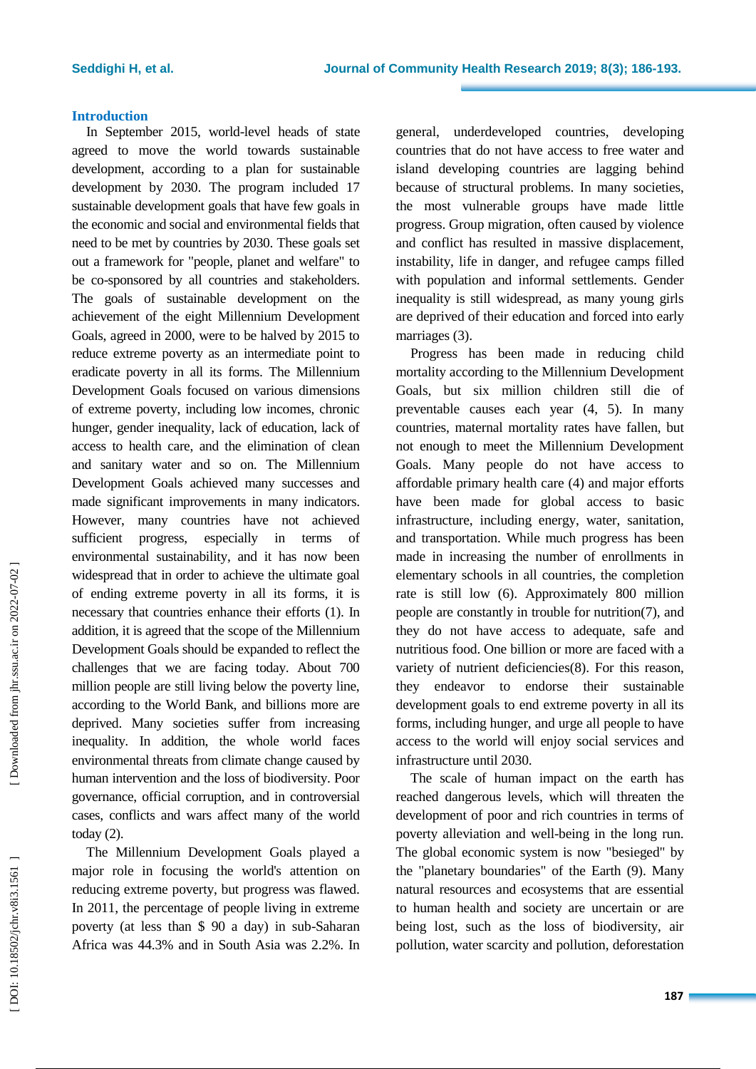## Introduction

In September 2015, world-level heads of state agreed to move the world towards sustainable development, according to a plan for sustainable development by 2030. The program included 17 sustainable development goals that have few goals in the economic and social and environmental fields that need to be met by countries by 2030. These goals set out a framework for "people, planet and welfare" to be co-sponsored by all countries and stakeholders. The goals of sustainable development on the achievement of the eight Millennium Development Goals, agreed in 2000, were to be halved by 2015 to reduce extreme poverty as an intermediate point to eradicate poverty in all its forms. The Millennium Development Goals focused on various dimensions of extreme poverty, including low incomes, chronic hunger, gender inequality, lack of education, lack of access to health care, and the elimination of clean and sanitary water and so on. The Millennium Development Goals achieved many successes and made significant improvements in many indicators. However, many countries have not achieved sufficient progress, especially in terms of environmental sustainability, and it has now been widespread that in order to achieve the ultimate goal of ending extreme poverty in all its forms, it is necessary that countries enhance their efforts (1). In addition, it is agreed that the scope of the Millennium Development Goals should be expanded to reflect the challenges that we are facing today. About 700 million people are still living below the poverty line, according to the World Bank, and billions more are deprived. Many societies suffer from increasing inequality. In addition, the whole world faces environmental threats from climate change caused by human intervention and the loss of biodiversity. Poor governance, official corruption, and in controversial cases, conflicts and wars affect many of the world today (2).

The Millennium Development Goals played a major role in focusing the world's attention on reducing extreme poverty, but progress was flawed. In 2011, the percentage of people living in extreme poverty (at less than $ 90 a day) in sub-Saharan Africa was 44.3% and in South Asia was 2.2%. In general, underdeveloped countries, developing countries that do not have access to free water and island developing countries are lagging behind because of structural problems. In many societies, the most vulnerable groups have made little progress. Group migration, often caused by violence and conflict has resulted in massive displacement, instability, life in danger, and refugee camps filled with population and informal settlements. Gender inequality is still widespread, as many young girls are deprived of their education and forced into early marriages (3).

Progress has been made in reducing child mortality according to the Millennium Development Goals, but six million children still die of preventable causes each year (4, 5). In many countries, maternal mortality rates have fallen, but not enough to meet the Millennium Development Goals. Many people do not have access to affordable primary health care (4) and major efforts have been made for global access to basic infrastructure, including energy, water, sanitation, and transportation. While much progress has been made in increasing the number of enrollments in elementary schools in all countries, the completion rate is still low (6). Approximately 800 million people are constantly in trouble for nutrition(7), and they do not have access to adequate, safe and nutritious food. One billion or more are faced with a variety of nutrient deficiencies(8). For this reason, they endeavor to endorse their sustainable development goals to end extreme poverty in all its forms, including hunger, and urge all people to have access to the world will enjoy social services and infrastructure until 2030.

The scale of human impact on the earth has reached dangerous levels, which will threaten the development of poor and rich countries in terms of poverty alleviation and well-being in the long run. The global economic system is now "besieged" by the "planetary boundaries" of the Earth (9). Many natural resources and ecosystems that are essential to human health and society are uncertain or are being lost, such as the loss of biodiversity, air pollution, water scarcity and pollution, deforestation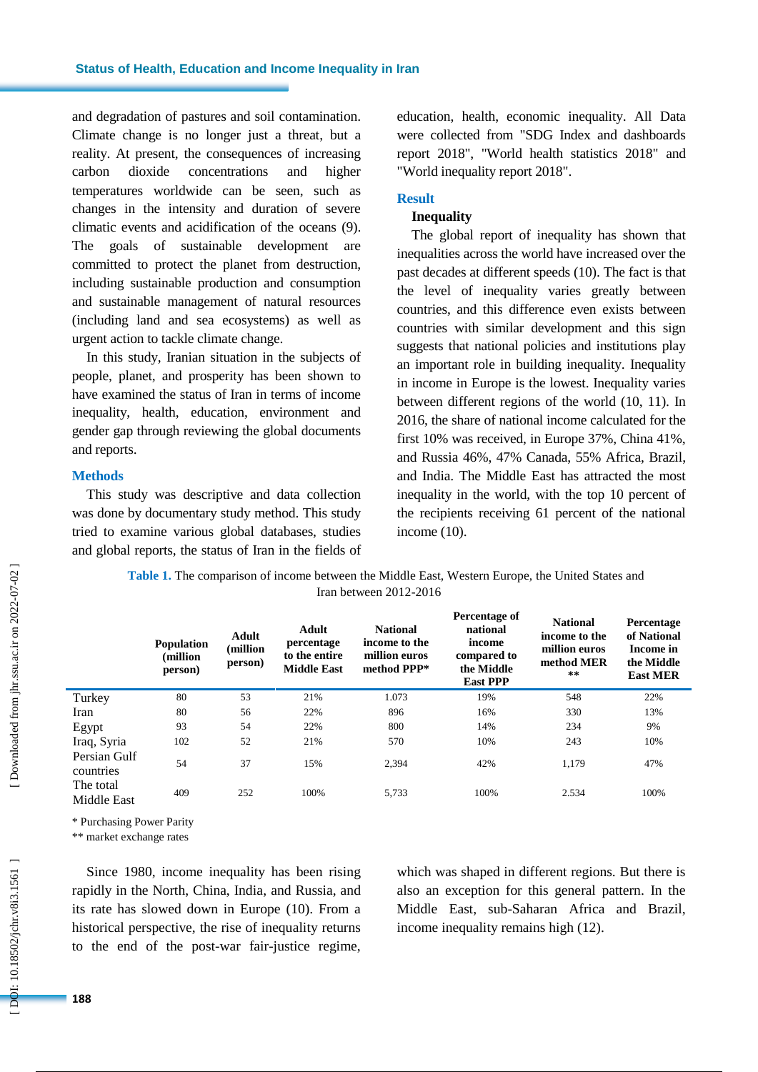and degradation of pastures and soil contamination. Climate change is no longer just a threat, but a reality. At present, the consequences of increasing carbon dioxide concentrations and higher temperatures worldwide can be seen, such as changes in the intensity and duration of severe climatic events and acidification of the oceans (9). The goals of sustainable development are committed to protect the planet from destruction, including sustainable production and consumption and sustainable management of natural resources (including land and sea ecosystems) as well as urgent action to tackle climate change.

In this study, Iranian situation in the subjects of people, planet, and prosperity has been shown to have examined the status of Iran in terms of income inequality, health, education, environment and gender gap through reviewing the global documents and reports.

## Methods

This study was descriptive and data collection was done by documentary study method. This study tried to examine various global databases, studies and global reports, the status of Iran in the fields of education, health, economic inequality. All Data were collected from "SDG Index and dashboards report 2018", "World health statistics 2018" and "World inequality report 2018".

## Result

### Inequality

The global report of inequality has shown that inequalities across the world have increased over the past decades at different speeds (10). The fact is that the level of inequality varies greatly between countries, and this difference even exists between countries with similar development and this sign suggests that national policies and institutions play an important role in building inequality. Inequality in income in Europe is the lowest. Inequality varies between different regions of the world (10, 11). In 2016, the share of national income calculated for the first 10% was received, in Europe 37%, China 41%, and Russia 46%, 47% Canada, 55% Africa, Brazil, and India. The Middle East has attracted the most inequality in the world, with the top 10 percent of the recipients receiving 61 percent of the national income (10).

**Table 1.** The comparison of income between the Middle East, Western Europe, the United States and Iran between 2012-2016

| | Population (million person) | Adult (million person) | Adult percentage to the entire Middle East | National income to the million euros method PPP* | Percentage of national income compared to the Middle East PPP | National income to the million euros method MER ** | Percentage of National Income in the Middle East MER |
|---|---|---|---|---|---|---|---|
| Turkey | 80 | 53 | 21% | 1.073 | 19% | 548 | 22% |
| Iran | 80 | 56 | 22% | 896 | 16% | 330 | 13% |
| Egypt | 93 | 54 | 22% | 800 | 14% | 234 | 9% |
| Iraq, Syria | 102 | 52 | 21% | 570 | 10% | 243 | 10% |
| Persian Gulf countries | 54 | 37 | 15% | 2,394 | 42% | 1,179 | 47% |
| The total Middle East | 409 | 252 | 100% | 5,733 | 100% | 2.534 | 100% |

* Purchasing Power Parity
** market exchange rates

Since 1980, income inequality has been rising rapidly in the North, China, India, and Russia, and its rate has slowed down in Europe (10). From a historical perspective, the rise of inequality returns to the end of the post-war fair-justice regime, which was shaped in different regions. But there is also an exception for this general pattern. In the Middle East, sub-Saharan Africa and Brazil, income inequality remains high (12).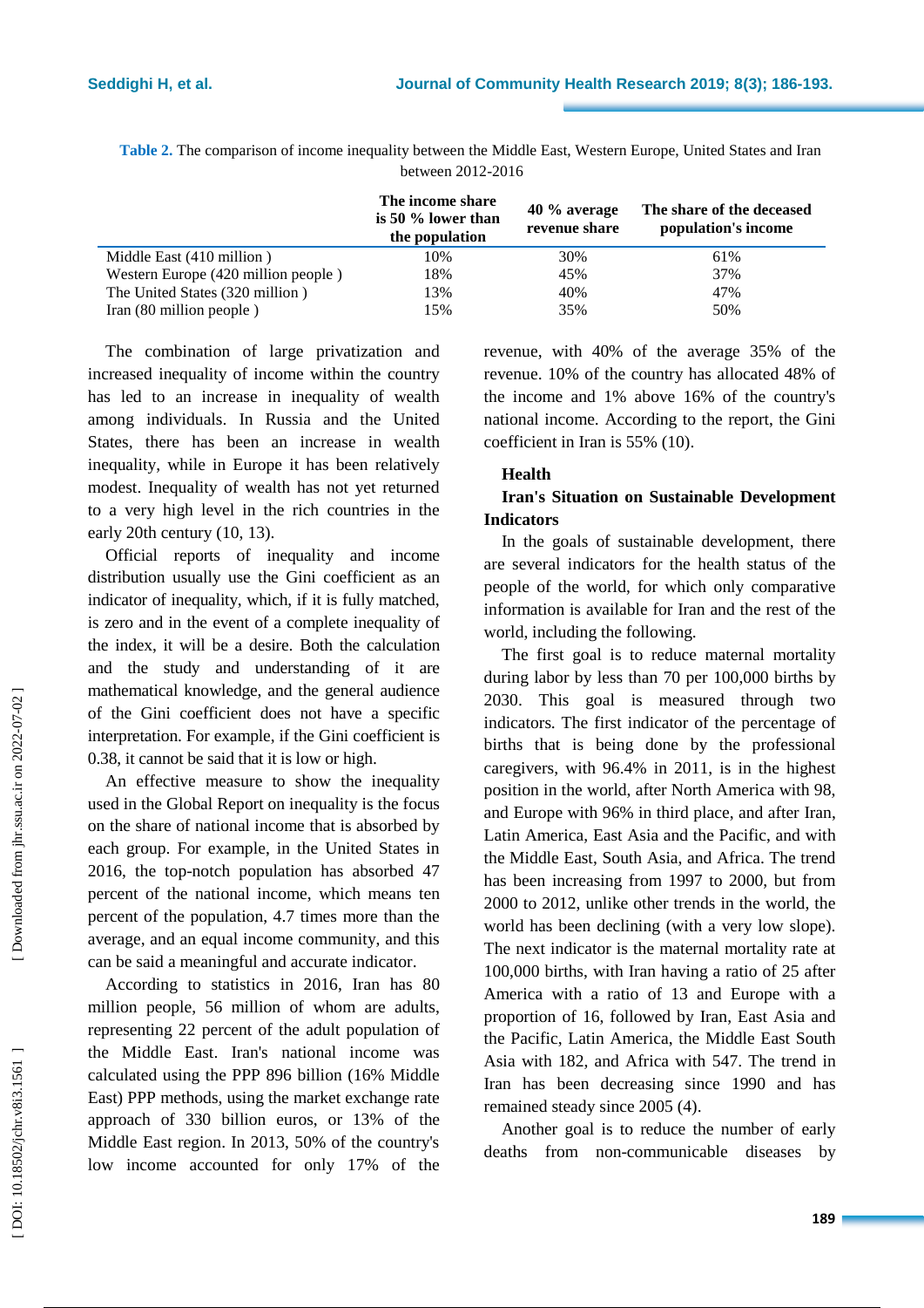**Table 2.** The comparison of income inequality between the Middle East, Western Europe, United States and Iran between 2012-2016

| | The income share is 50 % lower than the population | 40 % average revenue share | The share of the deceased population's income |
|---|---|---|---|
| Middle East (410 million ) | 10% | 30% | 61% |
| Western Europe (420 million people ) | 18% | 45% | 37% |
| The United States (320 million ) | 13% | 40% | 47% |
| Iran (80 million people ) | 15% | 35% | 50% |

The combination of large privatization and increased inequality of income within the country has led to an increase in inequality of wealth among individuals. In Russia and the United States, there has been an increase in wealth inequality, while in Europe it has been relatively modest. Inequality of wealth has not yet returned to a very high level in the rich countries in the early 20th century (10, 13).

Official reports of inequality and income distribution usually use the Gini coefficient as an indicator of inequality, which, if it is fully matched, is zero and in the event of a complete inequality of the index, it will be a desire. Both the calculation and the study and understanding of it are mathematical knowledge, and the general audience of the Gini coefficient does not have a specific interpretation. For example, if the Gini coefficient is 0.38, it cannot be said that it is low or high.

An effective measure to show the inequality used in the Global Report on inequality is the focus on the share of national income that is absorbed by each group. For example, in the United States in 2016, the top-notch population has absorbed 47 percent of the national income, which means ten percent of the population, 4.7 times more than the average, and an equal income community, and this can be said a meaningful and accurate indicator.

According to statistics in 2016, Iran has 80 million people, 56 million of whom are adults, representing 22 percent of the adult population of the Middle East. Iran's national income was calculated using the PPP 896 billion (16% Middle East) PPP methods, using the market exchange rate approach of 330 billion euros, or 13% of the Middle East region. In 2013, 50% of the country's low income accounted for only 17% of the revenue, with 40% of the average 35% of the revenue. 10% of the country has allocated 48% of the income and 1% above 16% of the country's national income. According to the report, the Gini coefficient in Iran is 55% (10).

**Health**

**Iran's Situation on Sustainable Development Indicators**

In the goals of sustainable development, there are several indicators for the health status of the people of the world, for which only comparative information is available for Iran and the rest of the world, including the following.

The first goal is to reduce maternal mortality during labor by less than 70 per 100,000 births by 2030. This goal is measured through two indicators. The first indicator of the percentage of births that is being done by the professional caregivers, with 96.4% in 2011, is in the highest position in the world, after North America with 98, and Europe with 96% in third place, and after Iran, Latin America, East Asia and the Pacific, and with the Middle East, South Asia, and Africa. The trend has been increasing from 1997 to 2000, but from 2000 to 2012, unlike other trends in the world, the world has been declining (with a very low slope). The next indicator is the maternal mortality rate at 100,000 births, with Iran having a ratio of 25 after America with a ratio of 13 and Europe with a proportion of 16, followed by Iran, East Asia and the Pacific, Latin America, the Middle East South Asia with 182, and Africa with 547. The trend in Iran has been decreasing since 1990 and has remained steady since 2005 (4).

Another goal is to reduce the number of early deaths from non-communicable diseases by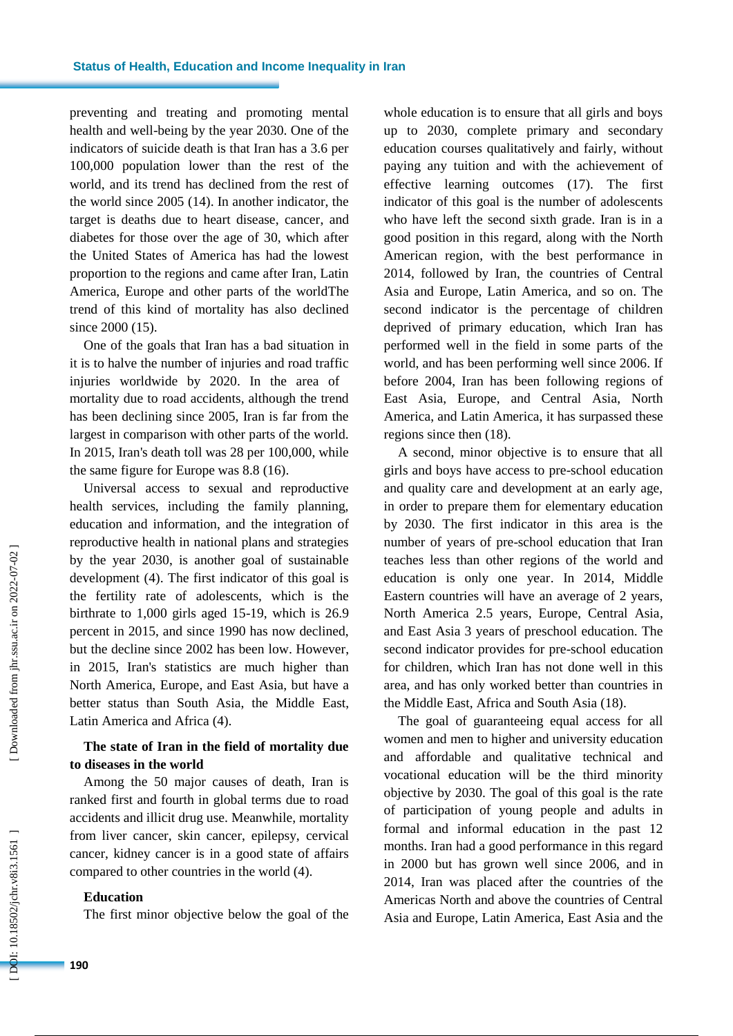preventing and treating and promoting mental health and well-being by the year 2030. One of the indicators of suicide death is that Iran has a 3.6 per 100,000 population lower than the rest of the world, and its trend has declined from the rest of the world since 2005 (14). In another indicator, the target is deaths due to heart disease, cancer, and diabetes for those over the age of 30, which after the United States of America has had the lowest proportion to the regions and came after Iran, Latin America, Europe and other parts of the worldThe trend of this kind of mortality has also declined since 2000 (15).

One of the goals that Iran has a bad situation in it is to halve the number of injuries and road traffic injuries worldwide by 2020. In the area of mortality due to road accidents, although the trend has been declining since 2005, Iran is far from the largest in comparison with other parts of the world. In 2015, Iran's death toll was 28 per 100,000, while the same figure for Europe was 8.8 (16).

Universal access to sexual and reproductive health services, including the family planning, education and information, and the integration of reproductive health in national plans and strategies by the year 2030, is another goal of sustainable development (4). The first indicator of this goal is the fertility rate of adolescents, which is the birthrate to 1,000 girls aged 15-19, which is 26.9 percent in 2015, and since 1990 has now declined, but the decline since 2002 has been low. However, in 2015, Iran's statistics are much higher than North America, Europe, and East Asia, but have a better status than South Asia, the Middle East, Latin America and Africa (4).

**The state of Iran in the field of mortality due to diseases in the world**

Among the 50 major causes of death, Iran is ranked first and fourth in global terms due to road accidents and illicit drug use. Meanwhile, mortality from liver cancer, skin cancer, epilepsy, cervical cancer, kidney cancer is in a good state of affairs compared to other countries in the world (4).

**Education**

The first minor objective below the goal of the whole education is to ensure that all girls and boys up to 2030, complete primary and secondary education courses qualitatively and fairly, without paying any tuition and with the achievement of effective learning outcomes (17). The first indicator of this goal is the number of adolescents who have left the second sixth grade. Iran is in a good position in this regard, along with the North American region, with the best performance in 2014, followed by Iran, the countries of Central Asia and Europe, Latin America, and so on. The second indicator is the percentage of children deprived of primary education, which Iran has performed well in the field in some parts of the world, and has been performing well since 2006. If before 2004, Iran has been following regions of East Asia, Europe, and Central Asia, North America, and Latin America, it has surpassed these regions since then (18).

A second, minor objective is to ensure that all girls and boys have access to pre-school education and quality care and development at an early age, in order to prepare them for elementary education by 2030. The first indicator in this area is the number of years of pre-school education that Iran teaches less than other regions of the world and education is only one year. In 2014, Middle Eastern countries will have an average of 2 years, North America 2.5 years, Europe, Central Asia, and East Asia 3 years of preschool education. The second indicator provides for pre-school education for children, which Iran has not done well in this area, and has only worked better than countries in the Middle East, Africa and South Asia (18).

The goal of guaranteeing equal access for all women and men to higher and university education and affordable and qualitative technical and vocational education will be the third minority objective by 2030. The goal of this goal is the rate of participation of young people and adults in formal and informal education in the past 12 months. Iran had a good performance in this regard in 2000 but has grown well since 2006, and in 2014, Iran was placed after the countries of the Americas North and above the countries of Central Asia and Europe, Latin America, East Asia and the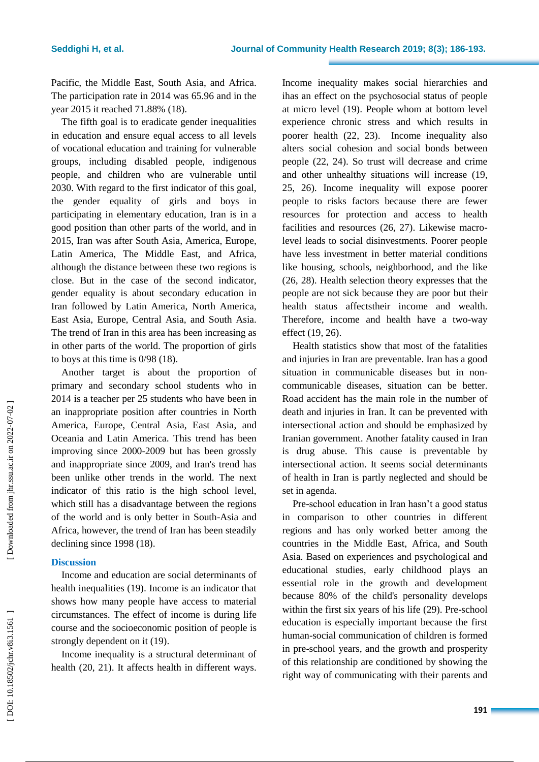Pacific, the Middle East, South Asia, and Africa. The participation rate in 2014 was 65.96 and in the year 2015 it reached 71.88% (18).

The fifth goal is to eradicate gender inequalities in education and ensure equal access to all levels of vocational education and training for vulnerable groups, including disabled people, indigenous people, and children who are vulnerable until 2030. With regard to the first indicator of this goal, the gender equality of girls and boys in participating in elementary education, Iran is in a good position than other parts of the world, and in 2015, Iran was after South Asia, America, Europe, Latin America, The Middle East, and Africa, although the distance between these two regions is close. But in the case of the second indicator, gender equality is about secondary education in Iran followed by Latin America, North America, East Asia, Europe, Central Asia, and South Asia. The trend of Iran in this area has been increasing as in other parts of the world. The proportion of girls to boys at this time is 0/98 (18).

Another target is about the proportion of primary and secondary school students who in 2014 is a teacher per 25 students who have been in an inappropriate position after countries in North America, Europe, Central Asia, East Asia, and Oceania and Latin America. This trend has been improving since 2000-2009 but has been grossly and inappropriate since 2009, and Iran's trend has been unlike other trends in the world. The next indicator of this ratio is the high school level, which still has a disadvantage between the regions of the world and is only better in South-Asia and Africa, however, the trend of Iran has been steadily declining since 1998 (18).

## Discussion

Income and education are social determinants of health inequalities (19). Income is an indicator that shows how many people have access to material circumstances. The effect of income is during life course and the socioeconomic position of people is strongly dependent on it (19).

Income inequality is a structural determinant of health (20, 21). It affects health in different ways. Income inequality makes social hierarchies and ihas an effect on the psychosocial status of people at micro level (19). People whom at bottom level experience chronic stress and which results in poorer health (22, 23). Income inequality also alters social cohesion and social bonds between people (22, 24). So trust will decrease and crime and other unhealthy situations will increase (19, 25, 26). Income inequality will expose poorer people to risks factors because there are fewer resources for protection and access to health facilities and resources (26, 27). Likewise macro-level leads to social disinvestments. Poorer people have less investment in better material conditions like housing, schools, neighborhood, and the like (26, 28). Health selection theory expresses that the people are not sick because they are poor but their health status affectstheir income and wealth. Therefore, income and health have a two-way effect (19, 26).

Health statistics show that most of the fatalities and injuries in Iran are preventable. Iran has a good situation in communicable diseases but in non-communicable diseases, situation can be better. Road accident has the main role in the number of death and injuries in Iran. It can be prevented with intersectional action and should be emphasized by Iranian government. Another fatality caused in Iran is drug abuse. This cause is preventable by intersectional action. It seems social determinants of health in Iran is partly neglected and should be set in agenda.

Pre-school education in Iran hasn't a good status in comparison to other countries in different regions and has only worked better among the countries in the Middle East, Africa, and South Asia. Based on experiences and psychological and educational studies, early childhood plays an essential role in the growth and development because 80% of the child's personality develops within the first six years of his life (29). Pre-school education is especially important because the first human-social communication of children is formed in pre-school years, and the growth and prosperity of this relationship are conditioned by showing the right way of communicating with their parents and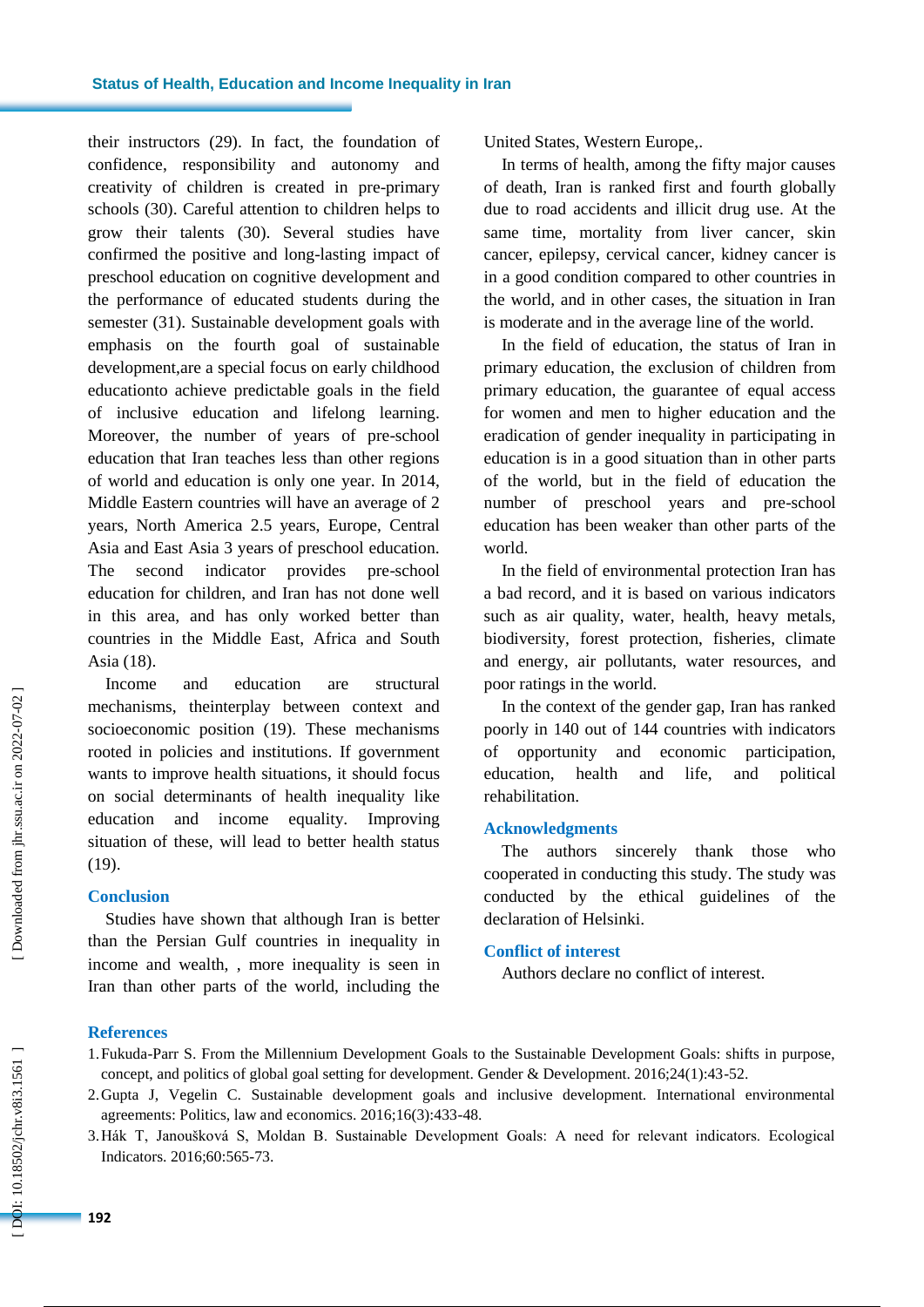their instructors (29). In fact, the foundation of confidence, responsibility and autonomy and creativity of children is created in pre-primary schools (30). Careful attention to children helps to grow their talents (30). Several studies have confirmed the positive and long-lasting impact of preschool education on cognitive development and the performance of educated students during the semester (31). Sustainable development goals with emphasis on the fourth goal of sustainable development,are a special focus on early childhood educationto achieve predictable goals in the field of inclusive education and lifelong learning. Moreover, the number of years of pre-school education that Iran teaches less than other regions of world and education is only one year. In 2014, Middle Eastern countries will have an average of 2 years, North America 2.5 years, Europe, Central Asia and East Asia 3 years of preschool education. The second indicator provides pre-school education for children, and Iran has not done well in this area, and has only worked better than countries in the Middle East, Africa and South Asia (18).

Income and education are structural mechanisms, theinterplay between context and socioeconomic position (19). These mechanisms rooted in policies and institutions. If government wants to improve health situations, it should focus on social determinants of health inequality like education and income equality. Improving situation of these, will lead to better health status (19).

## Conclusion

Studies have shown that although Iran is better than the Persian Gulf countries in inequality in income and wealth, , more inequality is seen in Iran than other parts of the world, including the United States, Western Europe,.

In terms of health, among the fifty major causes of death, Iran is ranked first and fourth globally due to road accidents and illicit drug use. At the same time, mortality from liver cancer, skin cancer, epilepsy, cervical cancer, kidney cancer is in a good condition compared to other countries in the world, and in other cases, the situation in Iran is moderate and in the average line of the world.

In the field of education, the status of Iran in primary education, the exclusion of children from primary education, the guarantee of equal access for women and men to higher education and the eradication of gender inequality in participating in education is in a good situation than in other parts of the world, but in the field of education the number of preschool years and pre-school education has been weaker than other parts of the world.

In the field of environmental protection Iran has a bad record, and it is based on various indicators such as air quality, water, health, heavy metals, biodiversity, forest protection, fisheries, climate and energy, air pollutants, water resources, and poor ratings in the world.

In the context of the gender gap, Iran has ranked poorly in 140 out of 144 countries with indicators of opportunity and economic participation, education, health and life, and political rehabilitation.

## Acknowledgments

The authors sincerely thank those who cooperated in conducting this study. The study was conducted by the ethical guidelines of the declaration of Helsinki.

## Conflict of interest

Authors declare no conflict of interest.

## References

1. Fukuda-Parr S. From the Millennium Development Goals to the Sustainable Development Goals: shifts in purpose, concept, and politics of global goal setting for development. Gender & Development. 2016;24(1):43-52.
2. Gupta J, Vegelin C. Sustainable development goals and inclusive development. International environmental agreements: Politics, law and economics. 2016;16(3):433-48.
3. Hák T, Janoušková S, Moldan B. Sustainable Development Goals: A need for relevant indicators. Ecological Indicators. 2016;60:565-73.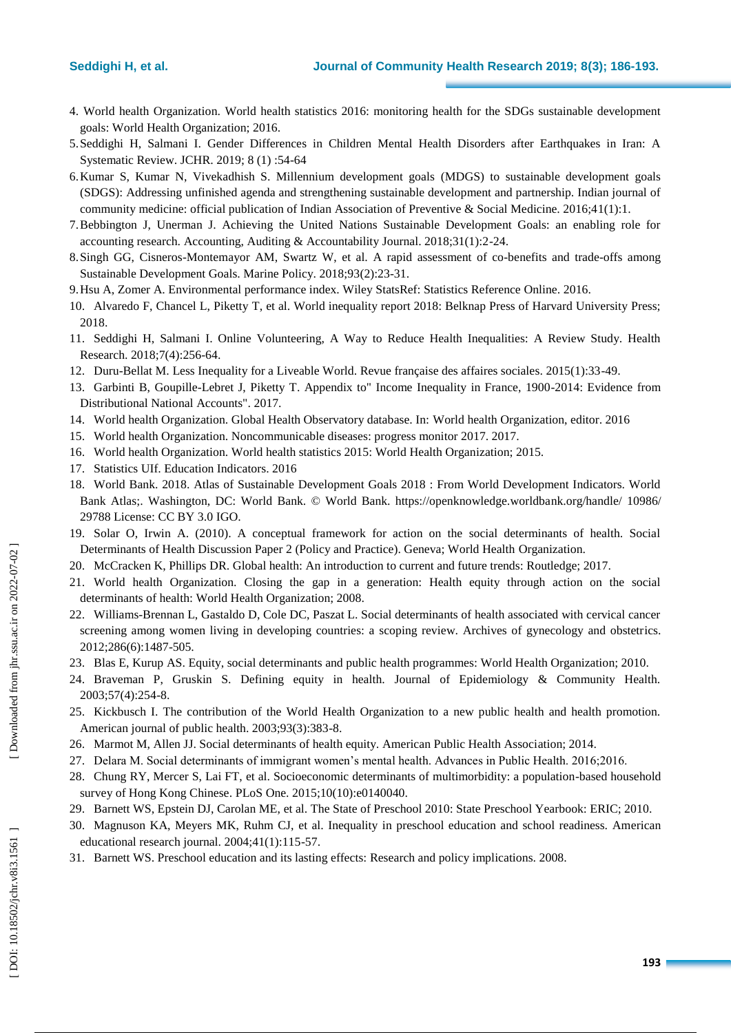4. World health Organization. World health statistics 2016: monitoring health for the SDGs sustainable development goals: World Health Organization; 2016.
5. Seddighi H, Salmani I. Gender Differences in Children Mental Health Disorders after Earthquakes in Iran: A Systematic Review. JCHR. 2019; 8 (1) :54-64
6. Kumar S, Kumar N, Vivekadhish S. Millennium development goals (MDGS) to sustainable development goals (SDGS): Addressing unfinished agenda and strengthening sustainable development and partnership. Indian journal of community medicine: official publication of Indian Association of Preventive & Social Medicine. 2016;41(1):1.
7. Bebbington J, Unerman J. Achieving the United Nations Sustainable Development Goals: an enabling role for accounting research. Accounting, Auditing & Accountability Journal. 2018;31(1):2-24.
8. Singh GG, Cisneros-Montemayor AM, Swartz W, et al. A rapid assessment of co-benefits and trade-offs among Sustainable Development Goals. Marine Policy. 2018;93(2):23-31.
9. Hsu A, Zomer A. Environmental performance index. Wiley StatsRef: Statistics Reference Online. 2016.
10. Alvaredo F, Chancel L, Piketty T, et al. World inequality report 2018: Belknap Press of Harvard University Press; 2018.
11. Seddighi H, Salmani I. Online Volunteering, A Way to Reduce Health Inequalities: A Review Study. Health Research. 2018;7(4):256-64.
12. Duru-Bellat M. Less Inequality for a Liveable World. Revue française des affaires sociales. 2015(1):33-49.
13. Garbinti B, Goupille-Lebret J, Piketty T. Appendix to" Income Inequality in France, 1900-2014: Evidence from Distributional National Accounts". 2017.
14. World health Organization. Global Health Observatory database. In: World health Organization, editor. 2016
15. World health Organization. Noncommunicable diseases: progress monitor 2017. 2017.
16. World health Organization. World health statistics 2015: World Health Organization; 2015.
17. Statistics UIf. Education Indicators. 2016
18. World Bank. 2018. Atlas of Sustainable Development Goals 2018 : From World Development Indicators. World Bank Atlas;. Washington, DC: World Bank. © World Bank. https://openknowledge.worldbank.org/handle/ 10986/ 29788 License: CC BY 3.0 IGO.
19. Solar O, Irwin A. (2010). A conceptual framework for action on the social determinants of health. Social Determinants of Health Discussion Paper 2 (Policy and Practice). Geneva; World Health Organization.
20. McCracken K, Phillips DR. Global health: An introduction to current and future trends: Routledge; 2017.
21. World health Organization. Closing the gap in a generation: Health equity through action on the social determinants of health: World Health Organization; 2008.
22. Williams-Brennan L, Gastaldo D, Cole DC, Paszat L. Social determinants of health associated with cervical cancer screening among women living in developing countries: a scoping review. Archives of gynecology and obstetrics. 2012;286(6):1487-505.
23. Blas E, Kurup AS. Equity, social determinants and public health programmes: World Health Organization; 2010.
24. Braveman P, Gruskin S. Defining equity in health. Journal of Epidemiology & Community Health. 2003;57(4):254-8.
25. Kickbusch I. The contribution of the World Health Organization to a new public health and health promotion. American journal of public health. 2003;93(3):383-8.
26. Marmot M, Allen JJ. Social determinants of health equity. American Public Health Association; 2014.
27. Delara M. Social determinants of immigrant women's mental health. Advances in Public Health. 2016;2016.
28. Chung RY, Mercer S, Lai FT, et al. Socioeconomic determinants of multimorbidity: a population-based household survey of Hong Kong Chinese. PLoS One. 2015;10(10):e0140040.
29. Barnett WS, Epstein DJ, Carolan ME, et al. The State of Preschool 2010: State Preschool Yearbook: ERIC; 2010.
30. Magnuson KA, Meyers MK, Ruhm CJ, et al. Inequality in preschool education and school readiness. American educational research journal. 2004;41(1):115-57.
31. Barnett WS. Preschool education and its lasting effects: Research and policy implications. 2008.